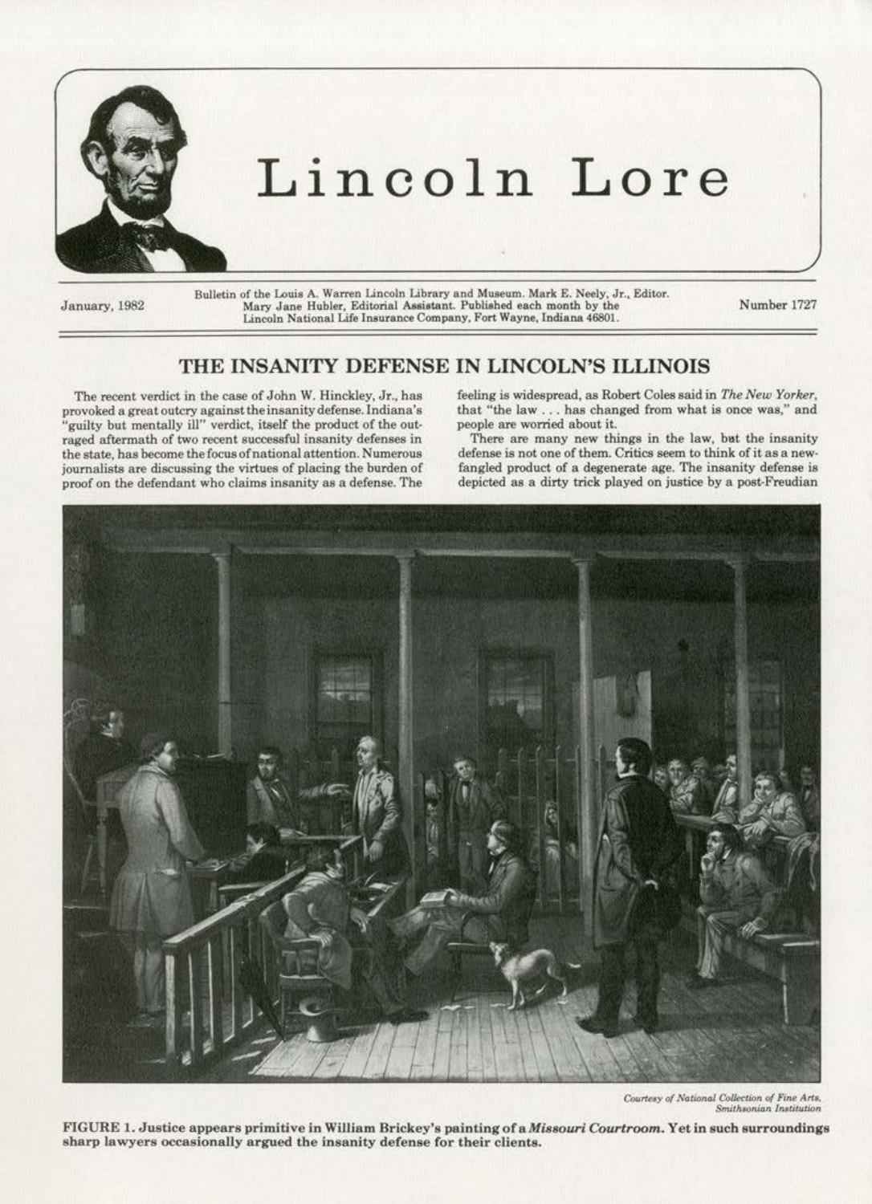# Lincoln Lore

January, 1982

Bulletin of the Louis A. Warren Lincoln Library and Museum. Mark E. Neely, Jr., Editor. Mary Jane Hubler, Editorial Assistant. Published each month by the Lincoln National Life Insurance Company, Fort Wayne, Indiana 46801.

Number 1727

## THE INSANITY DEFENSE IN LINCOLN'S ILLINOIS

The recent verdict in the case of John W. Hinckley, Jr., has provoked a great outcry against the insanity defense. Indiana's "guilty but mentally ill" verdict, itself the product of the outraged aftermath of two recent successful insanity defenses in the state, has become the focus of national attention. Numerous journalists are discussing the virtues of placing the burden of proof on the defendant who claims insanity as a defense. The feeling is widespread, as Robert Coles said in *The New Yorker*, that "the law . . . has changed from what is once was," and people are worried about it.

There are many new things in the law, but the insanity defense is not one of them. Critics seem to think of it as a newfangled product of a degenerate age. The insanity defense is depicted as a dirty trick played on justice by a post-Freudian

*Courtesy of National Collection of Fine Arts, Smithsonian Institution*

**FIGURE 1. Justice appears primitive in William Brickey's painting of a *Missouri Courtroom*. Yet in such surroundings sharp lawyers occasionally argued the insanity defense for their clients.**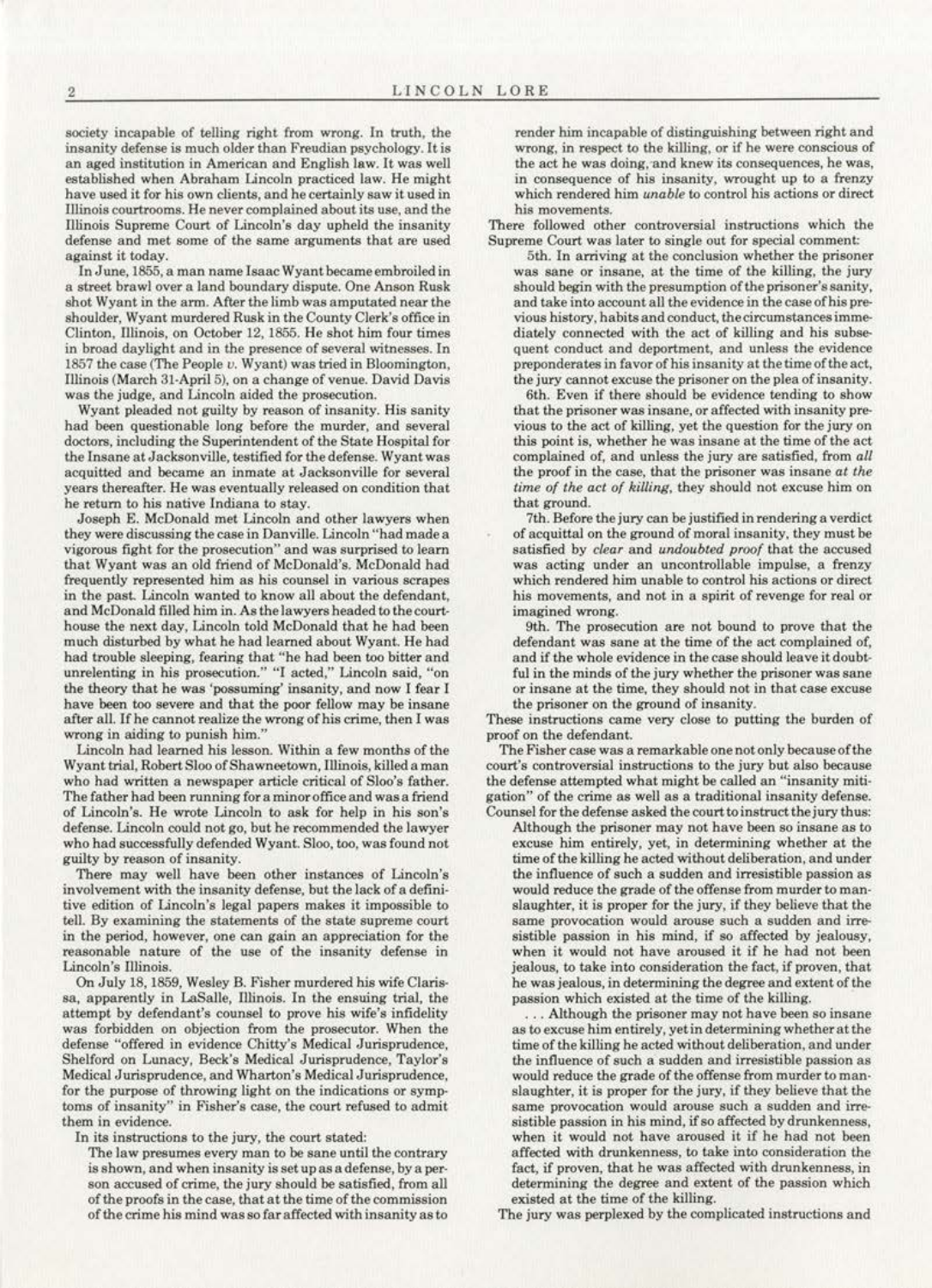society incapable of telling right from wrong. In truth, the insanity defense is much older than Freudian psychology. It is an aged institution in American and English law. It was well established when Abraham Lincoln practiced law. He might have used it for his own clients, and he certainly saw it used in Illinois courtrooms. He never complained about its use, and the Illinois Supreme Court of Lincoln's day upheld the insanity defense and met some of the same arguments that are used against it today.

In June, 1855, a man name Isaac Wyant became embroiled in a street brawl over a land boundary dispute. One Anson Rusk shot Wyant in the arm. After the limb was amputated near the shoulder, Wyant murdered Rusk in the County Clerk's office in Clinton, Illinois, on October 12, 1855. He shot him four times in broad daylight and in the presence of several witnesses. In 1857 the case (The People *v.* Wyant) was tried in Bloomington, Illinois (March 31-April 5), on a change of venue. David Davis was the judge, and Lincoln aided the prosecution.

Wyant pleaded not guilty by reason of insanity. His sanity had been questionable long before the murder, and several doctors, including the Superintendent of the State Hospital for the Insane at Jacksonville, testified for the defense. Wyant was acquitted and became an inmate at Jacksonville for several years thereafter. He was eventually released on condition that he return to his native Indiana to stay.

Joseph E. McDonald met Lincoln and other lawyers when they were discussing the case in Danville. Lincoln "had made a vigorous fight for the prosecution" and was surprised to learn that Wyant was an old friend of McDonald's. McDonald had frequently represented him as his counsel in various scrapes in the past. Lincoln wanted to know all about the defendant, and McDonald filled him in. As the lawyers headed to the courthouse the next day, Lincoln told McDonald that he had been much disturbed by what he had learned about Wyant. He had had trouble sleeping, fearing that "he had been too bitter and unrelenting in his prosecution." "I acted," Lincoln said, "on the theory that he was 'possuming' insanity, and now I fear I have been too severe and that the poor fellow may be insane after all. If he cannot realize the wrong of his crime, then I was wrong in aiding to punish him."

Lincoln had learned his lesson. Within a few months of the Wyant trial, Robert Sloo of Shawneetown, Illinois, killed a man who had written a newspaper article critical of Sloo's father. The father had been running for a minor office and was a friend of Lincoln's. He wrote Lincoln to ask for help in his son's defense. Lincoln could not go, but he recommended the lawyer who had successfully defended Wyant. Sloo, too, was found not guilty by reason of insanity.

There may well have been other instances of Lincoln's involvement with the insanity defense, but the lack of a definitive edition of Lincoln's legal papers makes it impossible to tell. By examining the statements of the state supreme court in the period, however, one can gain an appreciation for the reasonable nature of the use of the insanity defense in Lincoln's Illinois.

On July 18, 1859, Wesley B. Fisher murdered his wife Clarissa, apparently in LaSalle, Illinois. In the ensuing trial, the attempt by defendant's counsel to prove his wife's infidelity was forbidden on objection from the prosecutor. When the defense "offered in evidence Chitty's Medical Jurisprudence, Shelford on Lunacy, Beck's Medical Jurisprudence, Taylor's Medical Jurisprudence, and Wharton's Medical Jurisprudence, for the purpose of throwing light on the indications or symptoms of insanity" in Fisher's case, the court refused to admit them in evidence.

In its instructions to the jury, the court stated:

> The law presumes every man to be sane until the contrary is shown, and when insanity is set up as a defense, by a person accused of crime, the jury should be satisfied, from all of the proofs in the case, that at the time of the commission of the crime his mind was so far affected with insanity as to render him incapable of distinguishing between right and wrong, in respect to the killing, or if he were conscious of the act he was doing, and knew its consequences, he was, in consequence of his insanity, wrought up to a frenzy which rendered him *unable* to control his actions or direct his movements.

There followed other controversial instructions which the Supreme Court was later to single out for special comment:

> 5th. In arriving at the conclusion whether the prisoner was sane or insane, at the time of the killing, the jury should begin with the presumption of the prisoner's sanity, and take into account all the evidence in the case of his previous history, habits and conduct, the circumstances immediately connected with the act of killing and his subsequent conduct and deportment, and unless the evidence preponderates in favor of his insanity at the time of the act, the jury cannot excuse the prisoner on the plea of insanity.
>
> 6th. Even if there should be evidence tending to show that the prisoner was insane, or affected with insanity previous to the act of killing, yet the question for the jury on this point is, whether he was insane at the time of the act complained of, and unless the jury are satisfied, from *all* the proof in the case, that the prisoner was insane *at the time of the act of killing*, they should not excuse him on that ground.
>
> 7th. Before the jury can be justified in rendering a verdict of acquittal on the ground of moral insanity, they must be satisfied by *clear* and *undoubted proof* that the accused was acting under an uncontrollable impulse, a frenzy which rendered him unable to control his actions or direct his movements, and not in a spirit of revenge for real or imagined wrong.
>
> 9th. The prosecution are not bound to prove that the defendant was sane at the time of the act complained of, and if the whole evidence in the case should leave it doubtful in the minds of the jury whether the prisoner was sane or insane at the time, they should not in that case excuse the prisoner on the ground of insanity.

These instructions came very close to putting the burden of proof on the defendant.

The Fisher case was a remarkable one not only because of the court's controversial instructions to the jury but also because the defense attempted what might be called an "insanity mitigation" of the crime as well as a traditional insanity defense. Counsel for the defense asked the court to instruct the jury thus:

> Although the prisoner may not have been so insane as to excuse him entirely, yet, in determining whether at the time of the killing he acted without deliberation, and under the influence of such a sudden and irresistible passion as would reduce the grade of the offense from murder to manslaughter, it is proper for the jury, if they believe that the same provocation would arouse such a sudden and irresistible passion in his mind, if so affected by jealousy, when it would not have aroused it if he had not been jealous, to take into consideration the fact, if proven, that he was jealous, in determining the degree and extent of the passion which existed at the time of the killing.
>
> . . . Although the prisoner may not have been so insane as to excuse him entirely, yet in determining whether at the time of the killing he acted without deliberation, and under the influence of such a sudden and irresistible passion as would reduce the grade of the offense from murder to manslaughter, it is proper for the jury, if they believe that the same provocation would arouse such a sudden and irresistible passion in his mind, if so affected by drunkenness, when it would not have aroused it if he had not been affected with drunkenness, to take into consideration the fact, if proven, that he was affected with drunkenness, in determining the degree and extent of the passion which existed at the time of the killing.

The jury was perplexed by the complicated instructions and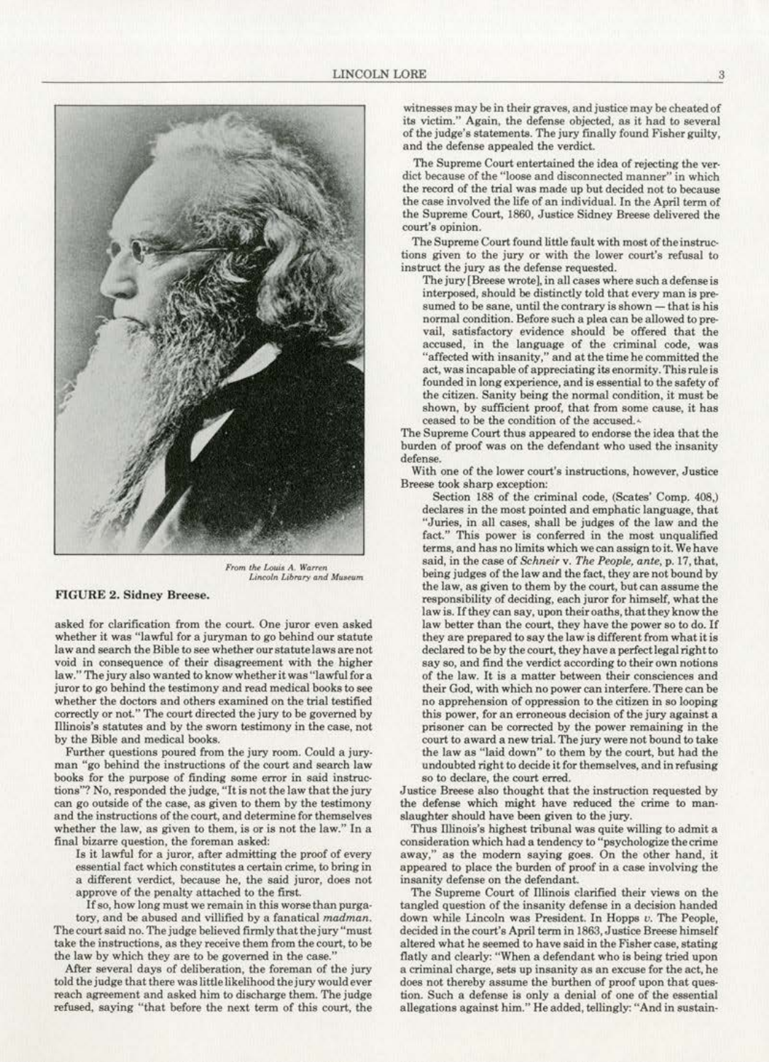From the Louis A. Warren Lincoln Library and Museum

**FIGURE 2. Sidney Breese.**

asked for clarification from the court. One juror even asked whether it was "lawful for a juryman to go behind our statute law and search the Bible to see whether our statute laws are not void in consequence of their disagreement with the higher law." The jury also wanted to know whether it was "lawful for a juror to go behind the testimony and read medical books to see whether the doctors and others examined on the trial testified correctly or not." The court directed the jury to be governed by Illinois's statutes and by the sworn testimony in the case, not by the Bible and medical books.

Further questions poured from the jury room. Could a juryman "go behind the instructions of the court and search law books for the purpose of finding some error in said instructions"? No, responded the judge, "It is not the law that the jury can go outside of the case, as given to them by the testimony and the instructions of the court, and determine for themselves whether the law, as given to them, is or is not the law." In a final bizarre question, the foreman asked:

> Is it lawful for a juror, after admitting the proof of every essential fact which constitutes a certain crime, to bring in a different verdict, because he, the said juror, does not approve of the penalty attached to the first.
>
> If so, how long must we remain in this worse than purgatory, and be abused and villified by a fanatical *madman*.

The court said no. The judge believed firmly that the jury "must take the instructions, as they receive them from the court, to be the law by which they are to be governed in the case."

After several days of deliberation, the foreman of the jury told the judge that there was little likelihood the jury would ever reach agreement and asked him to discharge them. The judge refused, saying "that before the next term of this court, the witnesses may be in their graves, and justice may be cheated of its victim." Again, the defense objected, as it had to several of the judge's statements. The jury finally found Fisher guilty, and the defense appealed the verdict.

The Supreme Court entertained the idea of rejecting the verdict because of the "loose and disconnected manner" in which the record of the trial was made up but decided not to because the case involved the life of an individual. In the April term of the Supreme Court, 1860, Justice Sidney Breese delivered the court's opinion.

The Supreme Court found little fault with most of the instructions given to the jury or with the lower court's refusal to instruct the jury as the defense requested.

> The jury [Breese wrote], in all cases where such a defense is interposed, should be distinctly told that every man is presumed to be sane, until the contrary is shown — that is his normal condition. Before such a plea can be allowed to prevail, satisfactory evidence should be offered that the accused, in the language of the criminal code, was "affected with insanity," and at the time he committed the act, was incapable of appreciating its enormity. This rule is founded in long experience, and is essential to the safety of the citizen. Sanity being the normal condition, it must be shown, by sufficient proof, that from some cause, it has ceased to be the condition of the accused.

The Supreme Court thus appeared to endorse the idea that the burden of proof was on the defendant who used the insanity defense.

With one of the lower court's instructions, however, Justice Breese took sharp exception:

> Section 188 of the criminal code, (Scates' Comp. 408,) declares in the most pointed and emphatic language, that "Juries, in all cases, shall be judges of the law and the fact." This power is conferred in the most unqualified terms, and has no limits which we can assign to it. We have said, in the case of *Schneir* v. *The People*, *ante*, p. 17, that, being judges of the law and the fact, they are not bound by the law, as given to them by the court, but can assume the responsibility of deciding, each juror for himself, what the law is. If they can say, upon their oaths, that they know the law better than the court, they have the power so to do. If they are prepared to say the law is different from what it is declared to be by the court, they have a perfect legal right to say so, and find the verdict according to their own notions of the law. It is a matter between their consciences and their God, with which no power can interfere. There can be no apprehension of oppression to the citizen in so looping this power, for an erroneous decision of the jury against a prisoner can be corrected by the power remaining in the court to award a new trial. The jury were not bound to take the law as "laid down" to them by the court, but had the undoubted right to decide it for themselves, and in refusing so to declare, the court erred.

Justice Breese also thought that the instruction requested by the defense which might have reduced the crime to manslaughter should have been given to the jury.

Thus Illinois's highest tribunal was quite willing to admit a consideration which had a tendency to "psychologize the crime away," as the modern saying goes. On the other hand, it appeared to place the burden of proof in a case involving the insanity defense on the defendant.

The Supreme Court of Illinois clarified their views on the tangled question of the insanity defense in a decision handed down while Lincoln was President. In Hopps *v.* The People, decided in the court's April term in 1863, Justice Breese himself altered what he seemed to have said in the Fisher case, stating flatly and clearly: "When a defendant who is being tried upon a criminal charge, sets up insanity as an excuse for the act, he does not thereby assume the burthen of proof upon that question. Such a defense is only a denial of one of the essential allegations against him." He added, tellingly: "And in sustain-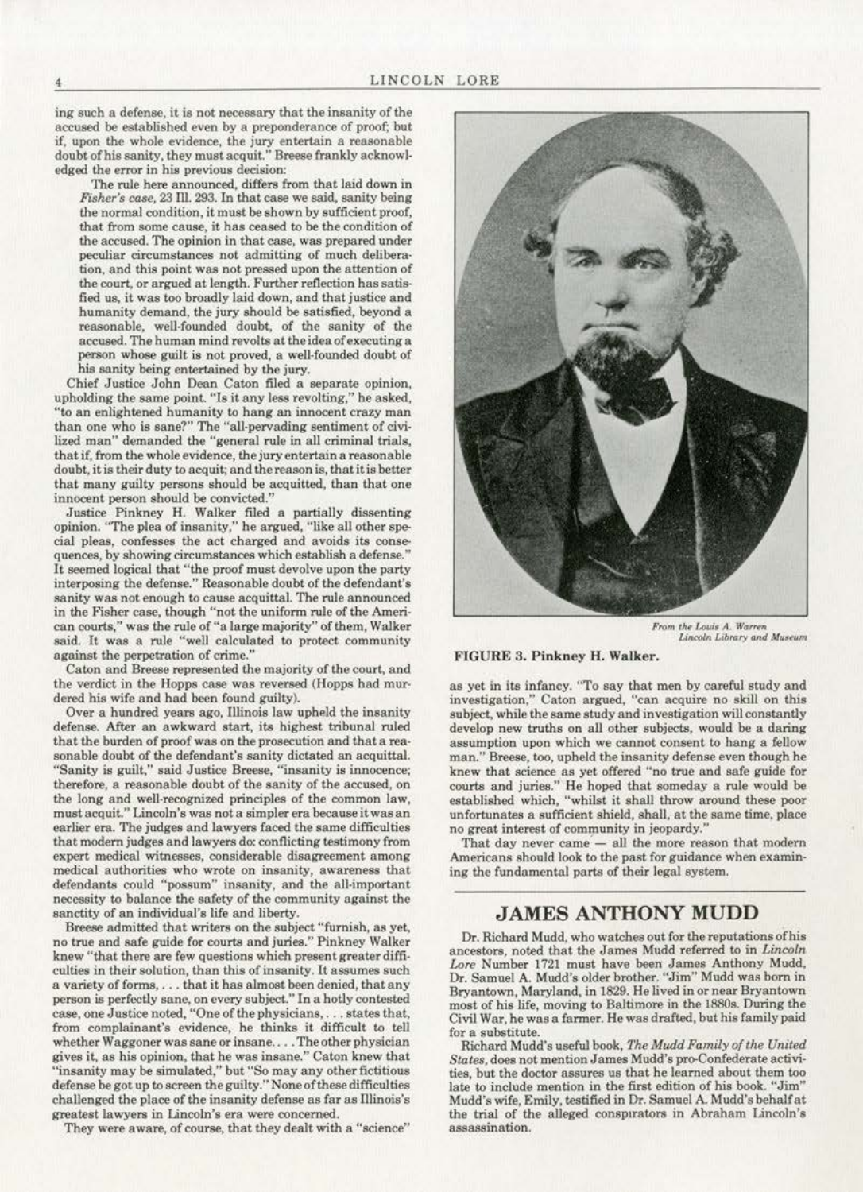ing such a defense, it is not necessary that the insanity of the accused be established even by a preponderance of proof; but if, upon the whole evidence, the jury entertain a reasonable doubt of his sanity, they must acquit." Breese frankly acknowledged the error in his previous decision:

> The rule here announced, differs from that laid down in *Fisher's case*, 23 Ill. 293. In that case we said, sanity being the normal condition, it must be shown by sufficient proof, that from some cause, it has ceased to be the condition of the accused. The opinion in that case, was prepared under peculiar circumstances not admitting of much deliberation, and this point was not pressed upon the attention of the court, or argued at length. Further reflection has satisfied us, it was too broadly laid down, and that justice and humanity demand, the jury should be satisfied, beyond a reasonable, well-founded doubt, of the sanity of the accused. The human mind revolts at the idea of executing a person whose guilt is not proved, a well-founded doubt of his sanity being entertained by the jury.

Chief Justice John Dean Caton filed a separate opinion, upholding the same point. "Is it any less revolting," he asked, "to an enlightened humanity to hang an innocent crazy man than one who is sane?" The "all-pervading sentiment of civilized man" demanded the "general rule in all criminal trials, that if, from the whole evidence, the jury entertain a reasonable doubt, it is their duty to acquit; and the reason is, that it is better that many guilty persons should be acquitted, than that one innocent person should be convicted."

Justice Pinkney H. Walker filed a partially dissenting opinion. "The plea of insanity," he argued, "like all other special pleas, confesses the act charged and avoids its consequences, by showing circumstances which establish a defense." It seemed logical that "the proof must devolve upon the party interposing the defense." Reasonable doubt of the defendant's sanity was not enough to cause acquittal. The rule announced in the Fisher case, though "not the uniform rule of the American courts," was the rule of "a large majority" of them, Walker said. It was a rule "well calculated to protect community against the perpetration of crime."

Caton and Breese represented the majority of the court, and the verdict in the Hopps case was reversed (Hopps had murdered his wife and had been found guilty).

Over a hundred years ago, Illinois law upheld the insanity defense. After an awkward start, its highest tribunal ruled that the burden of proof was on the prosecution and that a reasonable doubt of the defendant's sanity dictated an acquittal. "Sanity is guilt," said Justice Breese, "insanity is innocence; therefore, a reasonable doubt of the sanity of the accused, on the long and well-recognized principles of the common law, must acquit." Lincoln's was not a simpler era because it was an earlier era. The judges and lawyers faced the same difficulties that modern judges and lawyers do: conflicting testimony from expert medical witnesses, considerable disagreement among medical authorities who wrote on insanity, awareness that defendants could "possum" insanity, and the all-important necessity to balance the safety of the community against the sanctity of an individual's life and liberty.

Breese admitted that writers on the subject "furnish, as yet, no true and safe guide for courts and juries." Pinkney Walker knew "that there are few questions which present greater difficulties in their solution, than this of insanity. It assumes such a variety of forms, . . . that it has almost been denied, that any person is perfectly sane, on every subject." In a hotly contested case, one Justice noted, "One of the physicians, . . . states that, from complainant's evidence, he thinks it difficult to tell whether Waggoner was sane or insane. . . . The other physician gives it, as his opinion, that he was insane." Caton knew that "insanity may be simulated," but "So may any other fictitious defense be got up to screen the guilty." None of these difficulties challenged the place of the insanity defense as far as Illinois's greatest lawyers in Lincoln's era were concerned.

They were aware, of course, that they dealt with a "science" as yet in its infancy. "To say that men by careful study and investigation," Caton argued, "can acquire no skill on this subject, while the same study and investigation will constantly develop new truths on all other subjects, would be a daring assumption upon which we cannot consent to hang a fellow man." Breese, too, upheld the insanity defense even though he knew that science as yet offered "no true and safe guide for courts and juries." He hoped that someday a rule would be established which, "whilst it shall throw around these poor unfortunates a sufficient shield, shall, at the same time, place no great interest of community in jeopardy."

That day never came — all the more reason that modern Americans should look to the past for guidance when examining the fundamental parts of their legal system.

*From the Louis A. Warren Lincoln Library and Museum*

**FIGURE 3. Pinkney H. Walker.**

## JAMES ANTHONY MUDD

Dr. Richard Mudd, who watches out for the reputations of his ancestors, noted that the James Mudd referred to in *Lincoln Lore* Number 1721 must have been James Anthony Mudd, Dr. Samuel A. Mudd's older brother. "Jim" Mudd was born in Bryantown, Maryland, in 1829. He lived in or near Bryantown most of his life, moving to Baltimore in the 1880s. During the Civil War, he was a farmer. He was drafted, but his family paid for a substitute.

Richard Mudd's useful book, *The Mudd Family of the United States*, does not mention James Mudd's pro-Confederate activities, but the doctor assures us that he learned about them too late to include mention in the first edition of his book. "Jim" Mudd's wife, Emily, testified in Dr. Samuel A. Mudd's behalf at the trial of the alleged conspirators in Abraham Lincoln's assassination.